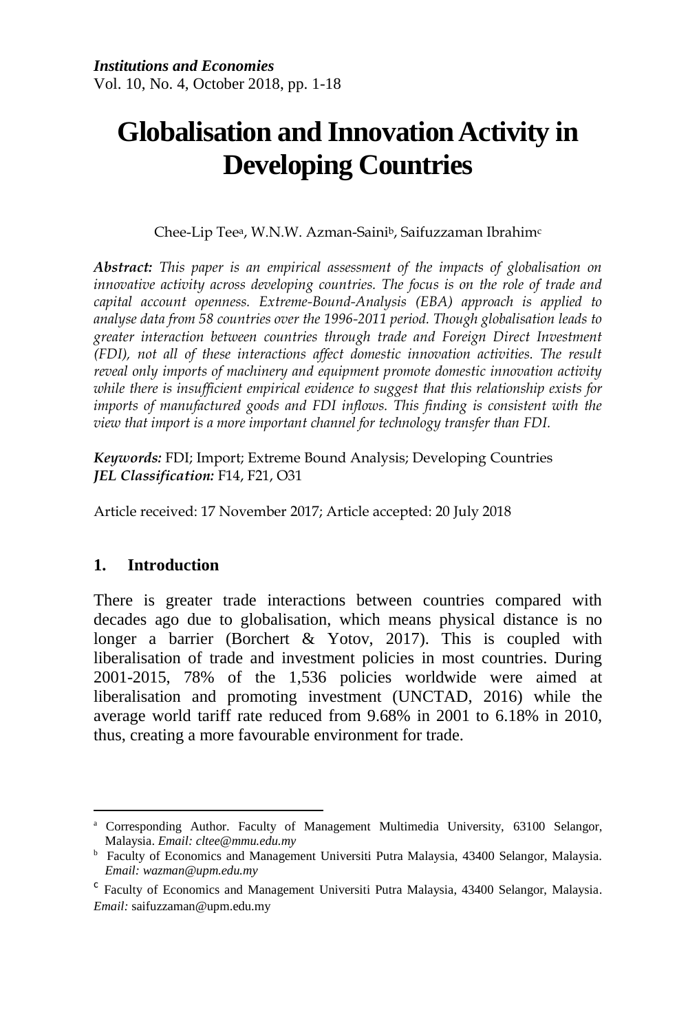*Institutions and Economies*
Vol. 10, No. 4, October 2018, pp. 1-18

# Globalisation and Innovation Activity in Developing Countries

Chee-Lip Tee[a], W.N.W. Azman-Saini[b], Saifuzzaman Ibrahim[c]

***Abstract:*** *This paper is an empirical assessment of the impacts of globalisation on innovative activity across developing countries. The focus is on the role of trade and capital account openness. Extreme-Bound-Analysis (EBA) approach is applied to analyse data from 58 countries over the 1996-2011 period. Though globalisation leads to greater interaction between countries through trade and Foreign Direct Investment (FDI), not all of these interactions affect domestic innovation activities. The result reveal only imports of machinery and equipment promote domestic innovation activity while there is insufficient empirical evidence to suggest that this relationship exists for imports of manufactured goods and FDI inflows. This finding is consistent with the view that import is a more important channel for technology transfer than FDI.*

***Keywords:*** FDI; Import; Extreme Bound Analysis; Developing Countries
***JEL Classification:*** F14, F21, O31

Article received: 17 November 2017; Article accepted: 20 July 2018

## 1. Introduction

There is greater trade interactions between countries compared with decades ago due to globalisation, which means physical distance is no longer a barrier (Borchert & Yotov, 2017). This is coupled with liberalisation of trade and investment policies in most countries. During 2001-2015, 78% of the 1,536 policies worldwide were aimed at liberalisation and promoting investment (UNCTAD, 2016) while the average world tariff rate reduced from 9.68% in 2001 to 6.18% in 2010, thus, creating a more favourable environment for trade.

---

[a] Corresponding Author. Faculty of Management Multimedia University, 63100 Selangor, Malaysia. *Email: cltee@mmu.edu.my*

[b] Faculty of Economics and Management Universiti Putra Malaysia, 43400 Selangor, Malaysia. *Email: wazman@upm.edu.my*

[c] Faculty of Economics and Management Universiti Putra Malaysia, 43400 Selangor, Malaysia. *Email:* saifuzzaman@upm.edu.my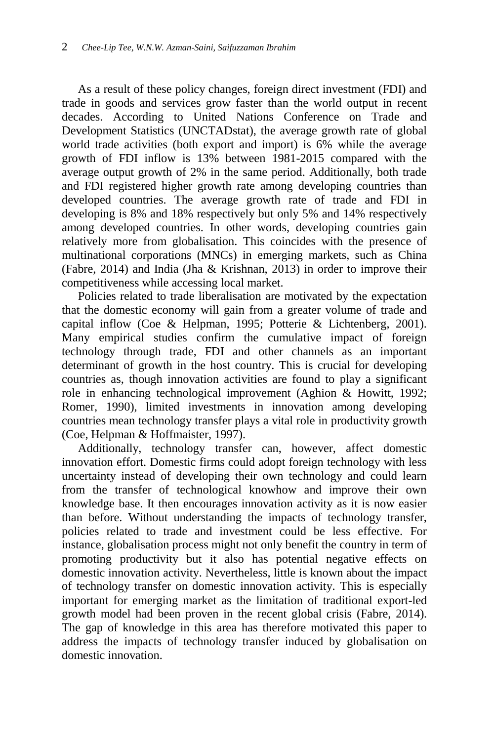As a result of these policy changes, foreign direct investment (FDI) and trade in goods and services grow faster than the world output in recent decades. According to United Nations Conference on Trade and Development Statistics (UNCTADstat), the average growth rate of global world trade activities (both export and import) is 6% while the average growth of FDI inflow is 13% between 1981-2015 compared with the average output growth of 2% in the same period. Additionally, both trade and FDI registered higher growth rate among developing countries than developed countries. The average growth rate of trade and FDI in developing is 8% and 18% respectively but only 5% and 14% respectively among developed countries. In other words, developing countries gain relatively more from globalisation. This coincides with the presence of multinational corporations (MNCs) in emerging markets, such as China (Fabre, 2014) and India (Jha & Krishnan, 2013) in order to improve their competitiveness while accessing local market.

Policies related to trade liberalisation are motivated by the expectation that the domestic economy will gain from a greater volume of trade and capital inflow (Coe & Helpman, 1995; Potterie & Lichtenberg, 2001). Many empirical studies confirm the cumulative impact of foreign technology through trade, FDI and other channels as an important determinant of growth in the host country. This is crucial for developing countries as, though innovation activities are found to play a significant role in enhancing technological improvement (Aghion & Howitt, 1992; Romer, 1990), limited investments in innovation among developing countries mean technology transfer plays a vital role in productivity growth (Coe, Helpman & Hoffmaister, 1997).

Additionally, technology transfer can, however, affect domestic innovation effort. Domestic firms could adopt foreign technology with less uncertainty instead of developing their own technology and could learn from the transfer of technological knowhow and improve their own knowledge base. It then encourages innovation activity as it is now easier than before. Without understanding the impacts of technology transfer, policies related to trade and investment could be less effective. For instance, globalisation process might not only benefit the country in term of promoting productivity but it also has potential negative effects on domestic innovation activity. Nevertheless, little is known about the impact of technology transfer on domestic innovation activity. This is especially important for emerging market as the limitation of traditional export-led growth model had been proven in the recent global crisis (Fabre, 2014). The gap of knowledge in this area has therefore motivated this paper to address the impacts of technology transfer induced by globalisation on domestic innovation.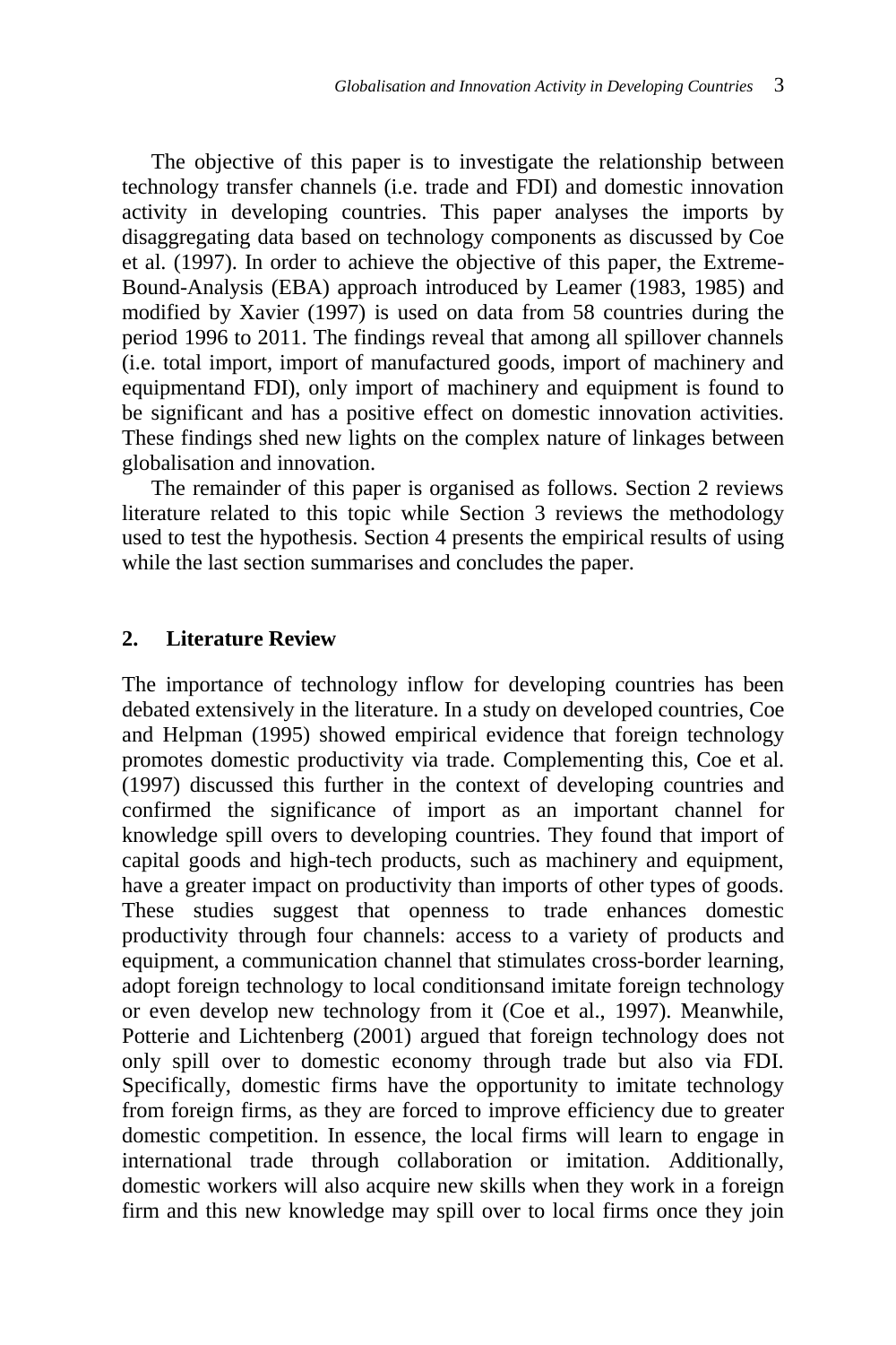The objective of this paper is to investigate the relationship between technology transfer channels (i.e. trade and FDI) and domestic innovation activity in developing countries. This paper analyses the imports by disaggregating data based on technology components as discussed by Coe et al. (1997). In order to achieve the objective of this paper, the Extreme-Bound-Analysis (EBA) approach introduced by Leamer (1983, 1985) and modified by Xavier (1997) is used on data from 58 countries during the period 1996 to 2011. The findings reveal that among all spillover channels (i.e. total import, import of manufactured goods, import of machinery and equipmentand FDI), only import of machinery and equipment is found to be significant and has a positive effect on domestic innovation activities. These findings shed new lights on the complex nature of linkages between globalisation and innovation.

The remainder of this paper is organised as follows. Section 2 reviews literature related to this topic while Section 3 reviews the methodology used to test the hypothesis. Section 4 presents the empirical results of using while the last section summarises and concludes the paper.

## 2. Literature Review

The importance of technology inflow for developing countries has been debated extensively in the literature. In a study on developed countries, Coe and Helpman (1995) showed empirical evidence that foreign technology promotes domestic productivity via trade. Complementing this, Coe et al. (1997) discussed this further in the context of developing countries and confirmed the significance of import as an important channel for knowledge spill overs to developing countries. They found that import of capital goods and high-tech products, such as machinery and equipment, have a greater impact on productivity than imports of other types of goods. These studies suggest that openness to trade enhances domestic productivity through four channels: access to a variety of products and equipment, a communication channel that stimulates cross-border learning, adopt foreign technology to local conditionsand imitate foreign technology or even develop new technology from it (Coe et al., 1997). Meanwhile, Potterie and Lichtenberg (2001) argued that foreign technology does not only spill over to domestic economy through trade but also via FDI. Specifically, domestic firms have the opportunity to imitate technology from foreign firms, as they are forced to improve efficiency due to greater domestic competition. In essence, the local firms will learn to engage in international trade through collaboration or imitation. Additionally, domestic workers will also acquire new skills when they work in a foreign firm and this new knowledge may spill over to local firms once they join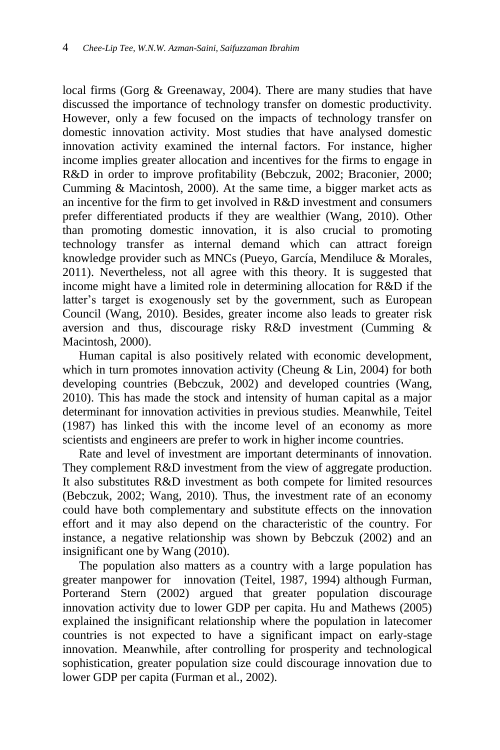local firms (Gorg & Greenaway, 2004). There are many studies that have discussed the importance of technology transfer on domestic productivity. However, only a few focused on the impacts of technology transfer on domestic innovation activity. Most studies that have analysed domestic innovation activity examined the internal factors. For instance, higher income implies greater allocation and incentives for the firms to engage in R&D in order to improve profitability (Bebczuk, 2002; Braconier, 2000; Cumming & Macintosh, 2000). At the same time, a bigger market acts as an incentive for the firm to get involved in R&D investment and consumers prefer differentiated products if they are wealthier (Wang, 2010). Other than promoting domestic innovation, it is also crucial to promoting technology transfer as internal demand which can attract foreign knowledge provider such as MNCs (Pueyo, García, Mendiluce & Morales, 2011). Nevertheless, not all agree with this theory. It is suggested that income might have a limited role in determining allocation for R&D if the latter's target is exogenously set by the government, such as European Council (Wang, 2010). Besides, greater income also leads to greater risk aversion and thus, discourage risky R&D investment (Cumming & Macintosh, 2000).

Human capital is also positively related with economic development, which in turn promotes innovation activity (Cheung & Lin, 2004) for both developing countries (Bebczuk, 2002) and developed countries (Wang, 2010). This has made the stock and intensity of human capital as a major determinant for innovation activities in previous studies. Meanwhile, Teitel (1987) has linked this with the income level of an economy as more scientists and engineers are prefer to work in higher income countries.

Rate and level of investment are important determinants of innovation. They complement R&D investment from the view of aggregate production. It also substitutes R&D investment as both compete for limited resources (Bebczuk, 2002; Wang, 2010). Thus, the investment rate of an economy could have both complementary and substitute effects on the innovation effort and it may also depend on the characteristic of the country. For instance, a negative relationship was shown by Bebczuk (2002) and an insignificant one by Wang (2010).

The population also matters as a country with a large population has greater manpower for innovation (Teitel, 1987, 1994) although Furman, Porterand Stern (2002) argued that greater population discourage innovation activity due to lower GDP per capita. Hu and Mathews (2005) explained the insignificant relationship where the population in latecomer countries is not expected to have a significant impact on early-stage innovation. Meanwhile, after controlling for prosperity and technological sophistication, greater population size could discourage innovation due to lower GDP per capita (Furman et al., 2002).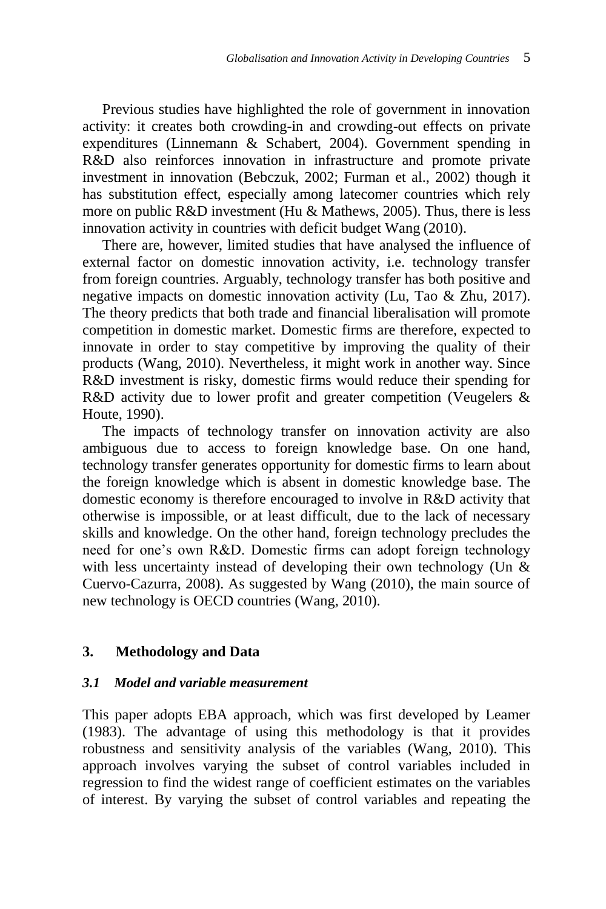Previous studies have highlighted the role of government in innovation activity: it creates both crowding-in and crowding-out effects on private expenditures (Linnemann & Schabert, 2004). Government spending in R&D also reinforces innovation in infrastructure and promote private investment in innovation (Bebczuk, 2002; Furman et al., 2002) though it has substitution effect, especially among latecomer countries which rely more on public R&D investment (Hu & Mathews, 2005). Thus, there is less innovation activity in countries with deficit budget Wang (2010).

There are, however, limited studies that have analysed the influence of external factor on domestic innovation activity, i.e. technology transfer from foreign countries. Arguably, technology transfer has both positive and negative impacts on domestic innovation activity (Lu, Tao & Zhu, 2017). The theory predicts that both trade and financial liberalisation will promote competition in domestic market. Domestic firms are therefore, expected to innovate in order to stay competitive by improving the quality of their products (Wang, 2010). Nevertheless, it might work in another way. Since R&D investment is risky, domestic firms would reduce their spending for R&D activity due to lower profit and greater competition (Veugelers & Houte, 1990).

The impacts of technology transfer on innovation activity are also ambiguous due to access to foreign knowledge base. On one hand, technology transfer generates opportunity for domestic firms to learn about the foreign knowledge which is absent in domestic knowledge base. The domestic economy is therefore encouraged to involve in R&D activity that otherwise is impossible, or at least difficult, due to the lack of necessary skills and knowledge. On the other hand, foreign technology precludes the need for one's own R&D. Domestic firms can adopt foreign technology with less uncertainty instead of developing their own technology (Un & Cuervo-Cazurra, 2008). As suggested by Wang (2010), the main source of new technology is OECD countries (Wang, 2010).

## 3. Methodology and Data

### *3.1 Model and variable measurement*

This paper adopts EBA approach, which was first developed by Leamer (1983). The advantage of using this methodology is that it provides robustness and sensitivity analysis of the variables (Wang, 2010). This approach involves varying the subset of control variables included in regression to find the widest range of coefficient estimates on the variables of interest. By varying the subset of control variables and repeating the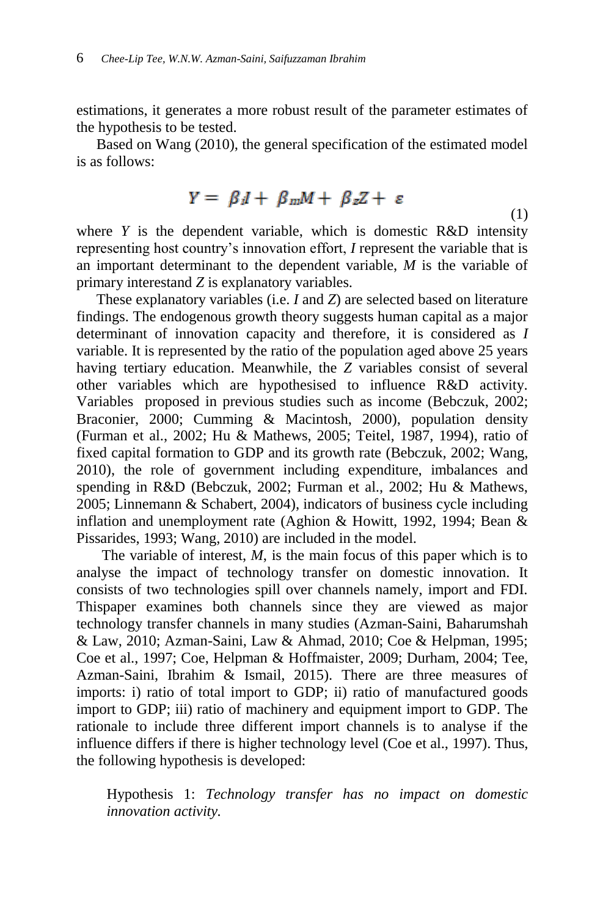estimations, it generates a more robust result of the parameter estimates of the hypothesis to be tested.

Based on Wang (2010), the general specification of the estimated model is as follows:

$$Y = \beta_i I + \beta_m M + \beta_z Z + \varepsilon \tag{1}$$

where $Y$ is the dependent variable, which is domestic R&D intensity representing host country's innovation effort, $I$ represent the variable that is an important determinant to the dependent variable, $M$ is the variable of primary interestand $Z$ is explanatory variables.

These explanatory variables (i.e. $I$ and $Z$) are selected based on literature findings. The endogenous growth theory suggests human capital as a major determinant of innovation capacity and therefore, it is considered as $I$ variable. It is represented by the ratio of the population aged above 25 years having tertiary education. Meanwhile, the $Z$ variables consist of several other variables which are hypothesised to influence R&D activity. Variables proposed in previous studies such as income (Bebczuk, 2002; Braconier, 2000; Cumming & Macintosh, 2000), population density (Furman et al., 2002; Hu & Mathews, 2005; Teitel, 1987, 1994), ratio of fixed capital formation to GDP and its growth rate (Bebczuk, 2002; Wang, 2010), the role of government including expenditure, imbalances and spending in R&D (Bebczuk, 2002; Furman et al., 2002; Hu & Mathews, 2005; Linnemann & Schabert, 2004), indicators of business cycle including inflation and unemployment rate (Aghion & Howitt, 1992, 1994; Bean & Pissarides, 1993; Wang, 2010) are included in the model.

The variable of interest, $M$, is the main focus of this paper which is to analyse the impact of technology transfer on domestic innovation. It consists of two technologies spill over channels namely, import and FDI. Thispaper examines both channels since they are viewed as major technology transfer channels in many studies (Azman-Saini, Baharumshah & Law, 2010; Azman-Saini, Law & Ahmad, 2010; Coe & Helpman, 1995; Coe et al., 1997; Coe, Helpman & Hoffmaister, 2009; Durham, 2004; Tee, Azman-Saini, Ibrahim & Ismail, 2015). There are three measures of imports: i) ratio of total import to GDP; ii) ratio of manufactured goods import to GDP; iii) ratio of machinery and equipment import to GDP. The rationale to include three different import channels is to analyse if the influence differs if there is higher technology level (Coe et al., 1997). Thus, the following hypothesis is developed:

> Hypothesis 1: *Technology transfer has no impact on domestic innovation activity.*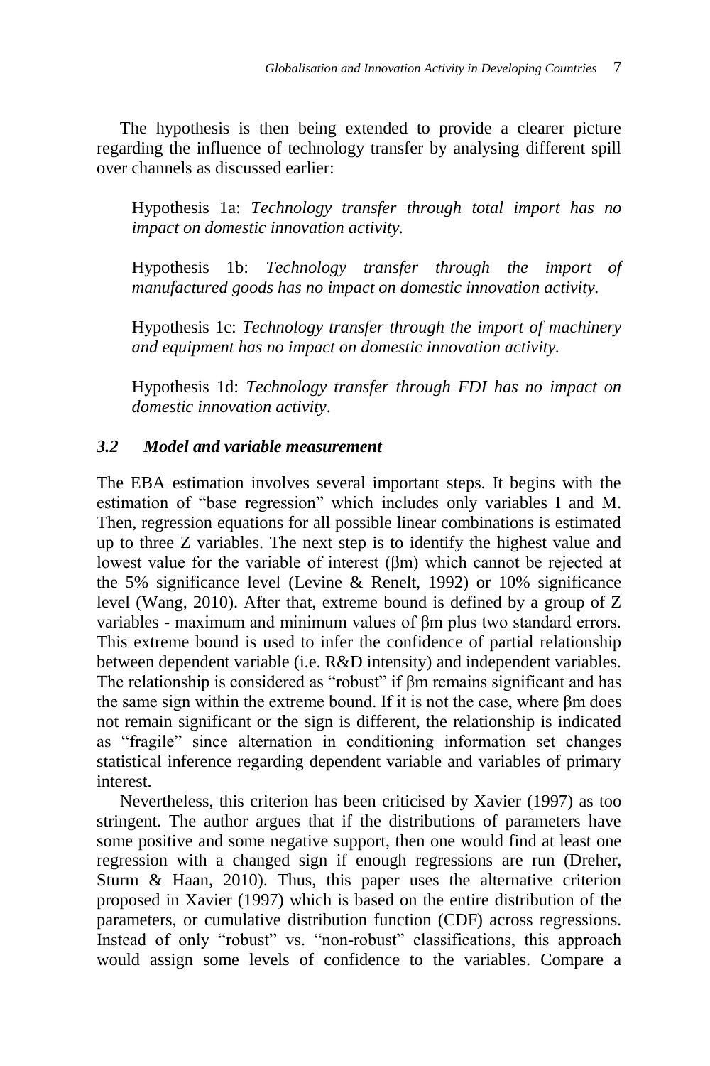The hypothesis is then being extended to provide a clearer picture regarding the influence of technology transfer by analysing different spill over channels as discussed earlier:

> Hypothesis 1a: *Technology transfer through total import has no impact on domestic innovation activity.*
>
> Hypothesis 1b: *Technology transfer through the import of manufactured goods has no impact on domestic innovation activity.*
>
> Hypothesis 1c: *Technology transfer through the import of machinery and equipment has no impact on domestic innovation activity.*
>
> Hypothesis 1d: *Technology transfer through FDI has no impact on domestic innovation activity*.

### *3.2 Model and variable measurement*

The EBA estimation involves several important steps. It begins with the estimation of "base regression" which includes only variables I and M. Then, regression equations for all possible linear combinations is estimated up to three Z variables. The next step is to identify the highest value and lowest value for the variable of interest ($\beta m$) which cannot be rejected at the 5% significance level (Levine & Renelt, 1992) or 10% significance level (Wang, 2010). After that, extreme bound is defined by a group of Z variables - maximum and minimum values of $\beta m$ plus two standard errors. This extreme bound is used to infer the confidence of partial relationship between dependent variable (i.e. R&D intensity) and independent variables. The relationship is considered as "robust" if $\beta m$ remains significant and has the same sign within the extreme bound. If it is not the case, where $\beta m$ does not remain significant or the sign is different, the relationship is indicated as "fragile" since alternation in conditioning information set changes statistical inference regarding dependent variable and variables of primary interest.

Nevertheless, this criterion has been criticised by Xavier (1997) as too stringent. The author argues that if the distributions of parameters have some positive and some negative support, then one would find at least one regression with a changed sign if enough regressions are run (Dreher, Sturm & Haan, 2010). Thus, this paper uses the alternative criterion proposed in Xavier (1997) which is based on the entire distribution of the parameters, or cumulative distribution function (CDF) across regressions. Instead of only "robust" vs. "non-robust" classifications, this approach would assign some levels of confidence to the variables. Compare a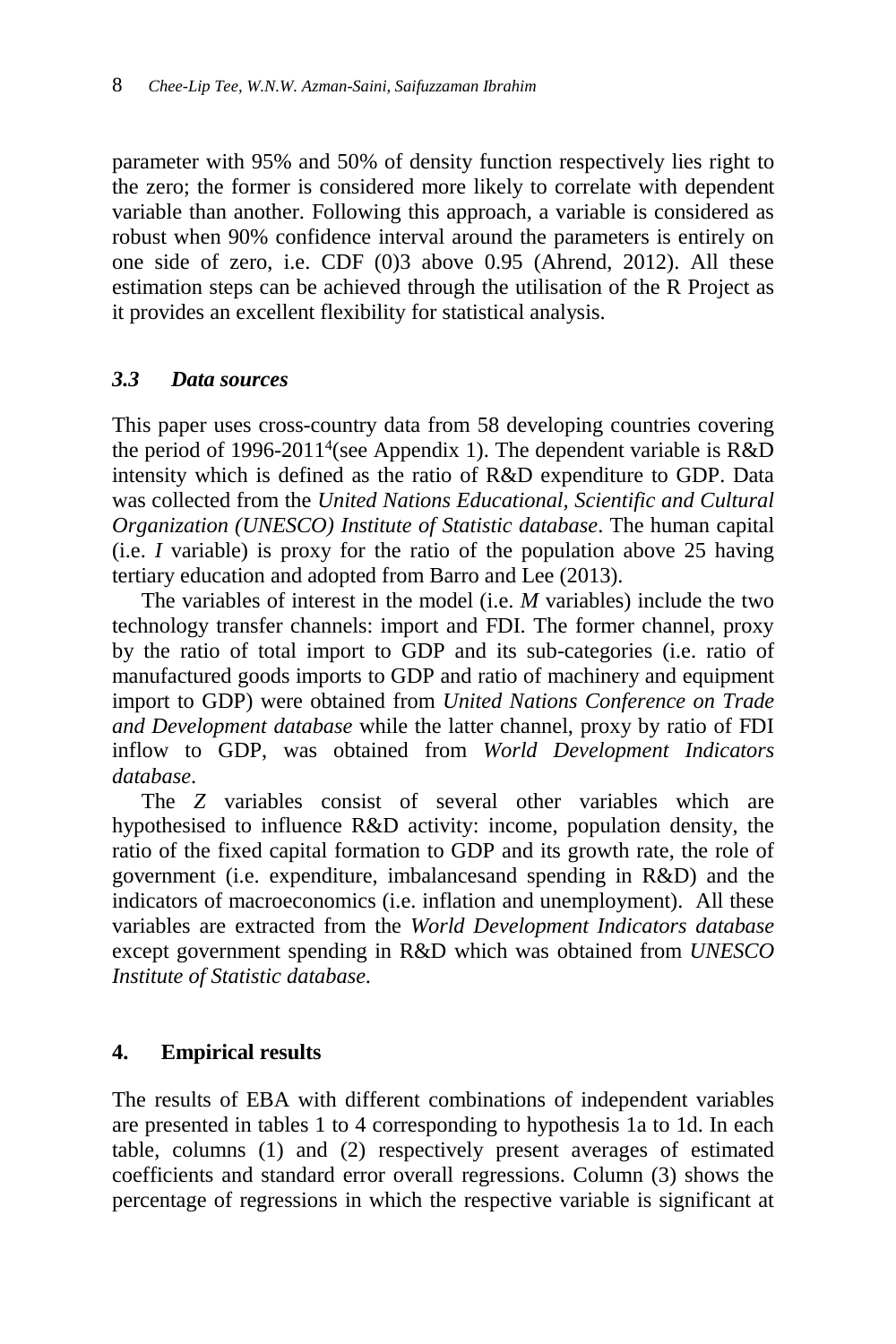parameter with 95% and 50% of density function respectively lies right to the zero; the former is considered more likely to correlate with dependent variable than another. Following this approach, a variable is considered as robust when 90% confidence interval around the parameters is entirely on one side of zero, i.e. CDF (0)3 above 0.95 (Ahrend, 2012). All these estimation steps can be achieved through the utilisation of the R Project as it provides an excellent flexibility for statistical analysis.

### *3.3 Data sources*

This paper uses cross-country data from 58 developing countries covering the period of 1996-2011[4](see Appendix 1). The dependent variable is R&D intensity which is defined as the ratio of R&D expenditure to GDP. Data was collected from the *United Nations Educational, Scientific and Cultural Organization (UNESCO) Institute of Statistic database*. The human capital (i.e. *I* variable) is proxy for the ratio of the population above 25 having tertiary education and adopted from Barro and Lee (2013).

The variables of interest in the model (i.e. *M* variables) include the two technology transfer channels: import and FDI. The former channel, proxy by the ratio of total import to GDP and its sub-categories (i.e. ratio of manufactured goods imports to GDP and ratio of machinery and equipment import to GDP) were obtained from *United Nations Conference on Trade and Development database* while the latter channel, proxy by ratio of FDI inflow to GDP, was obtained from *World Development Indicators database*.

The *Z* variables consist of several other variables which are hypothesised to influence R&D activity: income, population density, the ratio of the fixed capital formation to GDP and its growth rate, the role of government (i.e. expenditure, imbalancesand spending in R&D) and the indicators of macroeconomics (i.e. inflation and unemployment). All these variables are extracted from the *World Development Indicators database* except government spending in R&D which was obtained from *UNESCO Institute of Statistic database.*

## 4. Empirical results

The results of EBA with different combinations of independent variables are presented in tables 1 to 4 corresponding to hypothesis 1a to 1d. In each table, columns (1) and (2) respectively present averages of estimated coefficients and standard error overall regressions. Column (3) shows the percentage of regressions in which the respective variable is significant at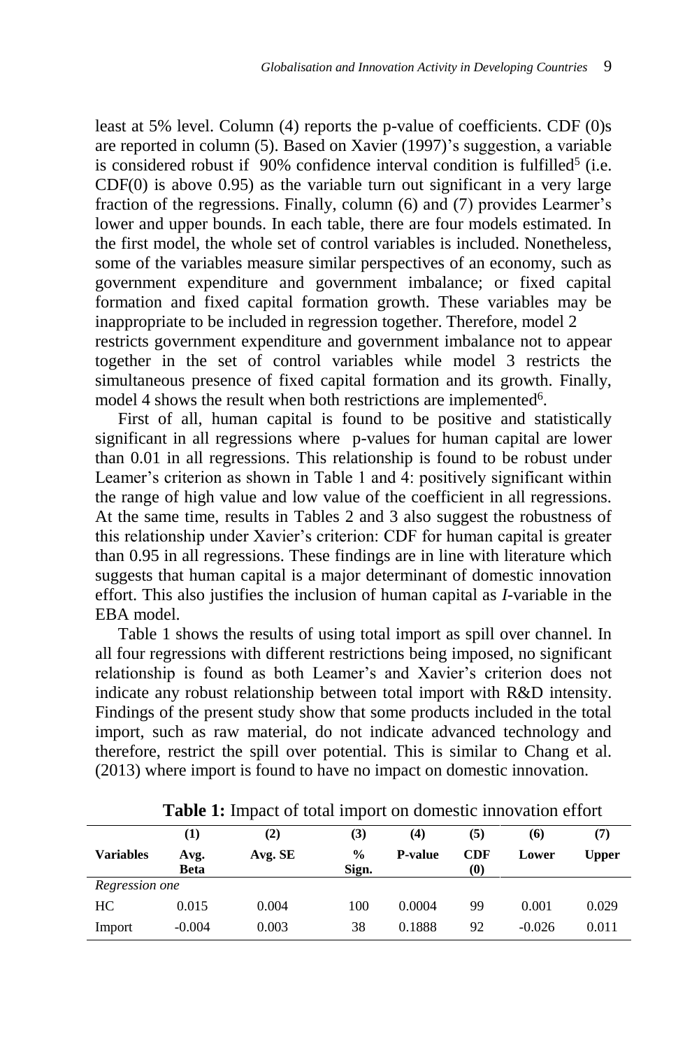least at 5% level. Column (4) reports the p-value of coefficients. CDF (0)s are reported in column (5). Based on Xavier (1997)'s suggestion, a variable is considered robust if 90% confidence interval condition is fulfilled[5] (i.e. CDF(0) is above 0.95) as the variable turn out significant in a very large fraction of the regressions. Finally, column (6) and (7) provides Learmer's lower and upper bounds. In each table, there are four models estimated. In the first model, the whole set of control variables is included. Nonetheless, some of the variables measure similar perspectives of an economy, such as government expenditure and government imbalance; or fixed capital formation and fixed capital formation growth. These variables may be inappropriate to be included in regression together. Therefore, model 2 restricts government expenditure and government imbalance not to appear together in the set of control variables while model 3 restricts the simultaneous presence of fixed capital formation and its growth. Finally, model 4 shows the result when both restrictions are implemented[6].

First of all, human capital is found to be positive and statistically significant in all regressions where p-values for human capital are lower than 0.01 in all regressions. This relationship is found to be robust under Leamer's criterion as shown in Table 1 and 4: positively significant within the range of high value and low value of the coefficient in all regressions. At the same time, results in Tables 2 and 3 also suggest the robustness of this relationship under Xavier's criterion: CDF for human capital is greater than 0.95 in all regressions. These findings are in line with literature which suggests that human capital is a major determinant of domestic innovation effort. This also justifies the inclusion of human capital as *I*-variable in the EBA model.

Table 1 shows the results of using total import as spill over channel. In all four regressions with different restrictions being imposed, no significant relationship is found as both Leamer's and Xavier's criterion does not indicate any robust relationship between total import with R&D intensity. Findings of the present study show that some products included in the total import, such as raw material, do not indicate advanced technology and therefore, restrict the spill over potential. This is similar to Chang et al. (2013) where import is found to have no impact on domestic innovation.

**Table 1:** Impact of total import on domestic innovation effort

| | (1) | (2) | (3) | (4) | (5) | (6) | (7) |
|---|---|---|---|---|---|---|---|
| **Variables** | **Avg. Beta** | **Avg. SE** | **% Sign.** | **P-value** | **CDF (0)** | **Lower** | **Upper** |
| *Regression one* | | | | | | | |
| HC | 0.015 | 0.004 | 100 | 0.0004 | 99 | 0.001 | 0.029 |
| Import | -0.004 | 0.003 | 38 | 0.1888 | 92 | -0.026 | 0.011 |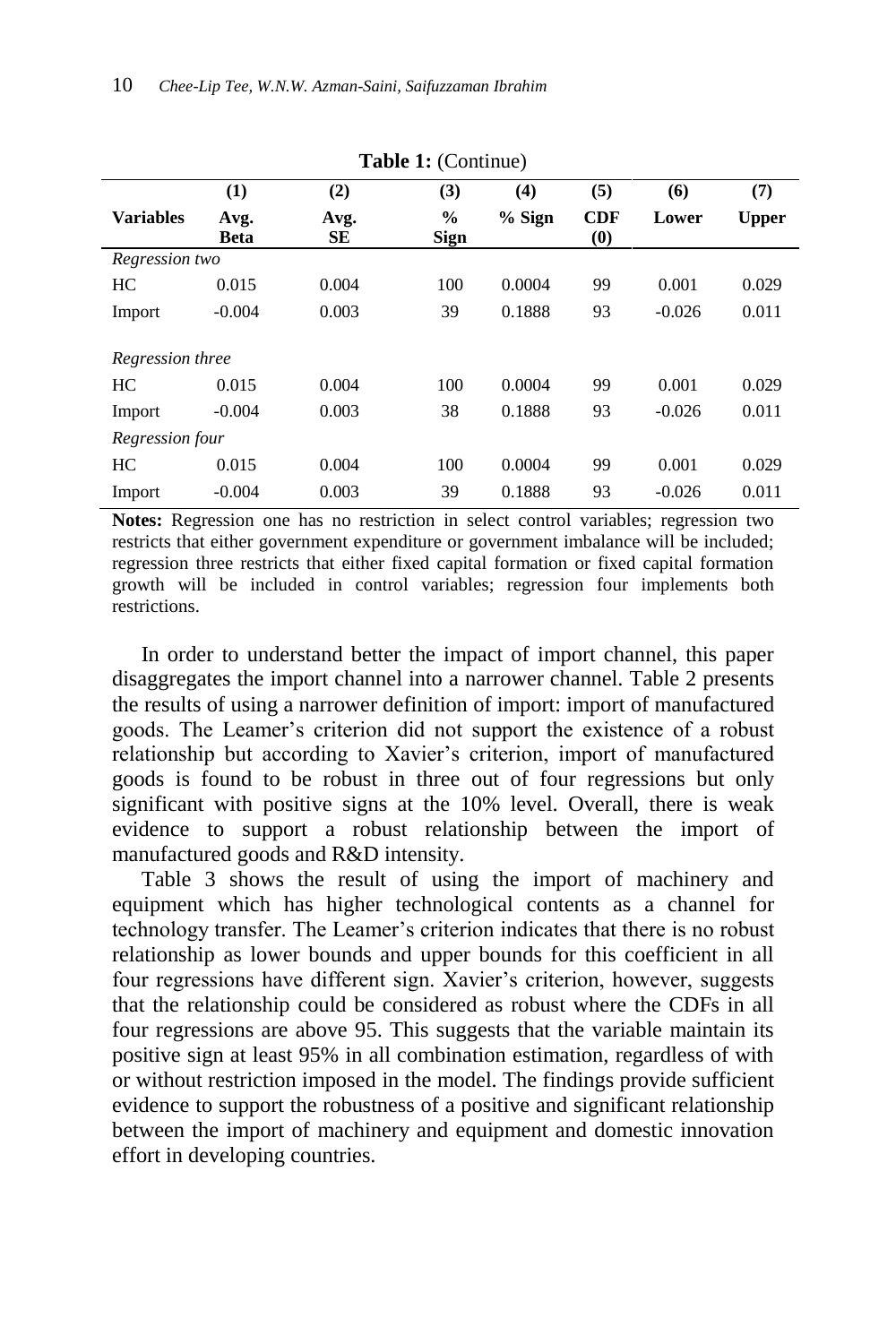**Table 1:** (Continue)

| Variables | (1) Avg. Beta | (2) Avg. SE | (3) % Sign | (4) % Sign | (5) CDF (0) | (6) Lower | (7) Upper |
|---|---|---|---|---|---|---|---|
| *Regression two* | | | | | | | |
| HC | 0.015 | 0.004 | 100 | 0.0004 | 99 | 0.001 | 0.029 |
| Import | -0.004 | 0.003 | 39 | 0.1888 | 93 | -0.026 | 0.011 |
| *Regression three* | | | | | | | |
| HC | 0.015 | 0.004 | 100 | 0.0004 | 99 | 0.001 | 0.029 |
| Import | -0.004 | 0.003 | 38 | 0.1888 | 93 | -0.026 | 0.011 |
| *Regression four* | | | | | | | |
| HC | 0.015 | 0.004 | 100 | 0.0004 | 99 | 0.001 | 0.029 |
| Import | -0.004 | 0.003 | 39 | 0.1888 | 93 | -0.026 | 0.011 |

**Notes:** Regression one has no restriction in select control variables; regression two restricts that either government expenditure or government imbalance will be included; regression three restricts that either fixed capital formation or fixed capital formation growth will be included in control variables; regression four implements both restrictions.

In order to understand better the impact of import channel, this paper disaggregates the import channel into a narrower channel. Table 2 presents the results of using a narrower definition of import: import of manufactured goods. The Leamer's criterion did not support the existence of a robust relationship but according to Xavier's criterion, import of manufactured goods is found to be robust in three out of four regressions but only significant with positive signs at the 10% level. Overall, there is weak evidence to support a robust relationship between the import of manufactured goods and R&D intensity.

Table 3 shows the result of using the import of machinery and equipment which has higher technological contents as a channel for technology transfer. The Leamer's criterion indicates that there is no robust relationship as lower bounds and upper bounds for this coefficient in all four regressions have different sign. Xavier's criterion, however, suggests that the relationship could be considered as robust where the CDFs in all four regressions are above 95. This suggests that the variable maintain its positive sign at least 95% in all combination estimation, regardless of with or without restriction imposed in the model. The findings provide sufficient evidence to support the robustness of a positive and significant relationship between the import of machinery and equipment and domestic innovation effort in developing countries.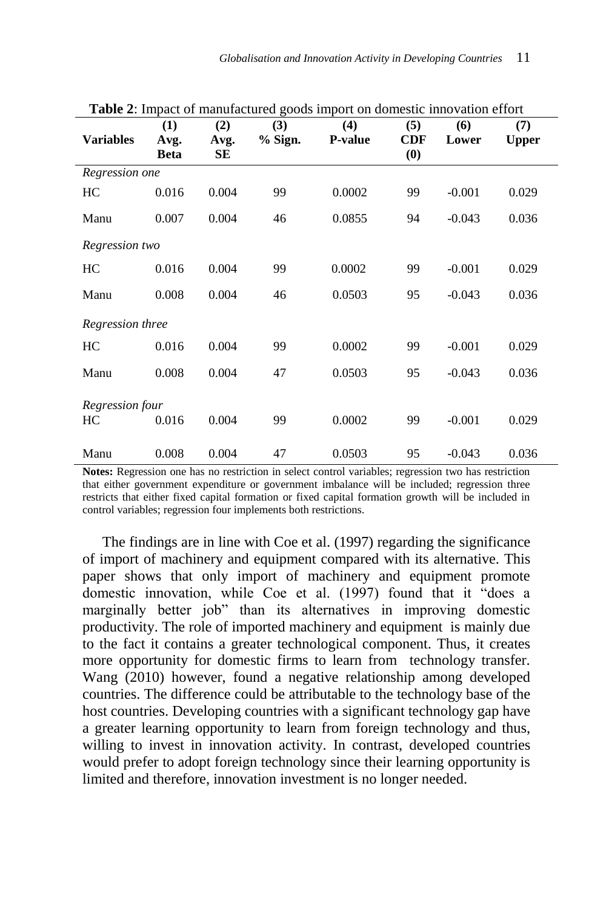**Table 2**: Impact of manufactured goods import on domestic innovation effort

| Variables | (1) Avg. Beta | (2) Avg. SE | (3) % Sign. | (4) P-value | (5) CDF (0) | (6) Lower | (7) Upper |
|---|---|---|---|---|---|---|---|
| *Regression one* | | | | | | | |
| HC | 0.016 | 0.004 | 99 | 0.0002 | 99 | -0.001 | 0.029 |
| Manu | 0.007 | 0.004 | 46 | 0.0855 | 94 | -0.043 | 0.036 |
| *Regression two* | | | | | | | |
| HC | 0.016 | 0.004 | 99 | 0.0002 | 99 | -0.001 | 0.029 |
| Manu | 0.008 | 0.004 | 46 | 0.0503 | 95 | -0.043 | 0.036 |
| *Regression three* | | | | | | | |
| HC | 0.016 | 0.004 | 99 | 0.0002 | 99 | -0.001 | 0.029 |
| Manu | 0.008 | 0.004 | 47 | 0.0503 | 95 | -0.043 | 0.036 |
| *Regression four* | | | | | | | |
| HC | 0.016 | 0.004 | 99 | 0.0002 | 99 | -0.001 | 0.029 |
| Manu | 0.008 | 0.004 | 47 | 0.0503 | 95 | -0.043 | 0.036 |

**Notes:** Regression one has no restriction in select control variables; regression two has restriction that either government expenditure or government imbalance will be included; regression three restricts that either fixed capital formation or fixed capital formation growth will be included in control variables; regression four implements both restrictions.

The findings are in line with Coe et al. (1997) regarding the significance of import of machinery and equipment compared with its alternative. This paper shows that only import of machinery and equipment promote domestic innovation, while Coe et al. (1997) found that it "does a marginally better job" than its alternatives in improving domestic productivity. The role of imported machinery and equipment is mainly due to the fact it contains a greater technological component. Thus, it creates more opportunity for domestic firms to learn from technology transfer. Wang (2010) however, found a negative relationship among developed countries. The difference could be attributable to the technology base of the host countries. Developing countries with a significant technology gap have a greater learning opportunity to learn from foreign technology and thus, willing to invest in innovation activity. In contrast, developed countries would prefer to adopt foreign technology since their learning opportunity is limited and therefore, innovation investment is no longer needed.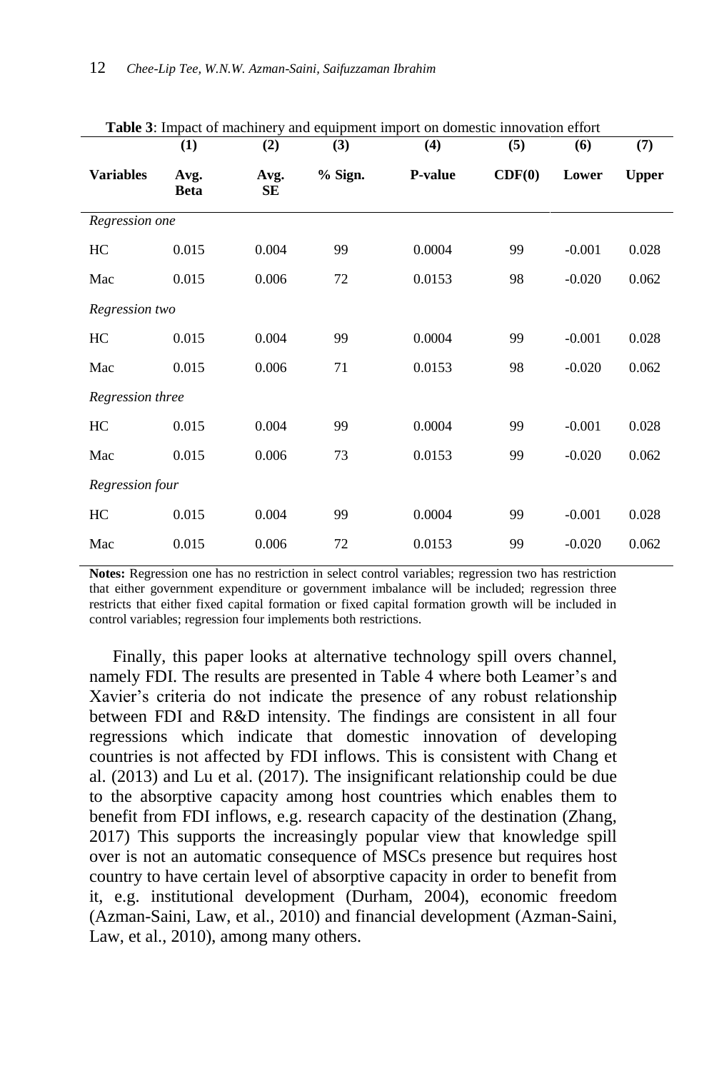**Table 3**: Impact of machinery and equipment import on domestic innovation effort

| | (1) | (2) | (3) | (4) | (5) | (6) | (7) |
|---|---|---|---|---|---|---|---|
| **Variables** | **Avg. Beta** | **Avg. SE** | **% Sign.** | **P-value** | **CDF(0)** | **Lower** | **Upper** |
| *Regression one* | | | | | | | |
| HC | 0.015 | 0.004 | 99 | 0.0004 | 99 | -0.001 | 0.028 |
| Mac | 0.015 | 0.006 | 72 | 0.0153 | 98 | -0.020 | 0.062 |
| *Regression two* | | | | | | | |
| HC | 0.015 | 0.004 | 99 | 0.0004 | 99 | -0.001 | 0.028 |
| Mac | 0.015 | 0.006 | 71 | 0.0153 | 98 | -0.020 | 0.062 |
| *Regression three* | | | | | | | |
| HC | 0.015 | 0.004 | 99 | 0.0004 | 99 | -0.001 | 0.028 |
| Mac | 0.015 | 0.006 | 73 | 0.0153 | 99 | -0.020 | 0.062 |
| *Regression four* | | | | | | | |
| HC | 0.015 | 0.004 | 99 | 0.0004 | 99 | -0.001 | 0.028 |
| Mac | 0.015 | 0.006 | 72 | 0.0153 | 99 | -0.020 | 0.062 |

**Notes:** Regression one has no restriction in select control variables; regression two has restriction that either government expenditure or government imbalance will be included; regression three restricts that either fixed capital formation or fixed capital formation growth will be included in control variables; regression four implements both restrictions.

Finally, this paper looks at alternative technology spill overs channel, namely FDI. The results are presented in Table 4 where both Leamer's and Xavier's criteria do not indicate the presence of any robust relationship between FDI and R&D intensity. The findings are consistent in all four regressions which indicate that domestic innovation of developing countries is not affected by FDI inflows. This is consistent with Chang et al. (2013) and Lu et al. (2017). The insignificant relationship could be due to the absorptive capacity among host countries which enables them to benefit from FDI inflows, e.g. research capacity of the destination (Zhang, 2017) This supports the increasingly popular view that knowledge spill over is not an automatic consequence of MSCs presence but requires host country to have certain level of absorptive capacity in order to benefit from it, e.g. institutional development (Durham, 2004), economic freedom (Azman-Saini, Law, et al., 2010) and financial development (Azman-Saini, Law, et al., 2010), among many others.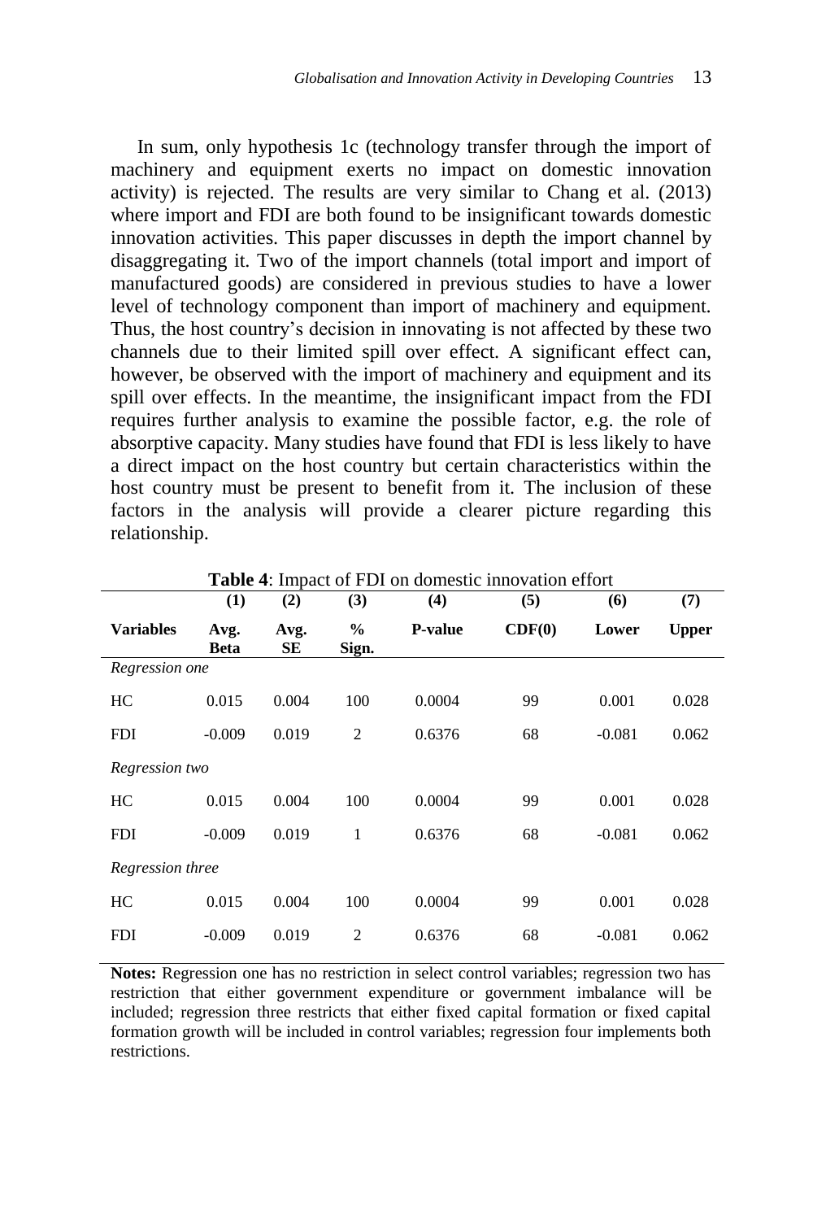In sum, only hypothesis 1c (technology transfer through the import of machinery and equipment exerts no impact on domestic innovation activity) is rejected. The results are very similar to Chang et al. (2013) where import and FDI are both found to be insignificant towards domestic innovation activities. This paper discusses in depth the import channel by disaggregating it. Two of the import channels (total import and import of manufactured goods) are considered in previous studies to have a lower level of technology component than import of machinery and equipment. Thus, the host country's decision in innovating is not affected by these two channels due to their limited spill over effect. A significant effect can, however, be observed with the import of machinery and equipment and its spill over effects. In the meantime, the insignificant impact from the FDI requires further analysis to examine the possible factor, e.g. the role of absorptive capacity. Many studies have found that FDI is less likely to have a direct impact on the host country but certain characteristics within the host country must be present to benefit from it. The inclusion of these factors in the analysis will provide a clearer picture regarding this relationship.

**Table 4**: Impact of FDI on domestic innovation effort

| | (1) | (2) | (3) | (4) | (5) | (6) | (7) |
|---|---|---|---|---|---|---|---|
| **Variables** | **Avg. Beta** | **Avg. SE** | **% Sign.** | **P-value** | **CDF(0)** | **Lower** | **Upper** |
| *Regression one* | | | | | | | |
| HC | 0.015 | 0.004 | 100 | 0.0004 | 99 | 0.001 | 0.028 |
| FDI | -0.009 | 0.019 | 2 | 0.6376 | 68 | -0.081 | 0.062 |
| *Regression two* | | | | | | | |
| HC | 0.015 | 0.004 | 100 | 0.0004 | 99 | 0.001 | 0.028 |
| FDI | -0.009 | 0.019 | 1 | 0.6376 | 68 | -0.081 | 0.062 |
| *Regression three* | | | | | | | |
| HC | 0.015 | 0.004 | 100 | 0.0004 | 99 | 0.001 | 0.028 |
| FDI | -0.009 | 0.019 | 2 | 0.6376 | 68 | -0.081 | 0.062 |

**Notes:** Regression one has no restriction in select control variables; regression two has restriction that either government expenditure or government imbalance will be included; regression three restricts that either fixed capital formation or fixed capital formation growth will be included in control variables; regression four implements both restrictions.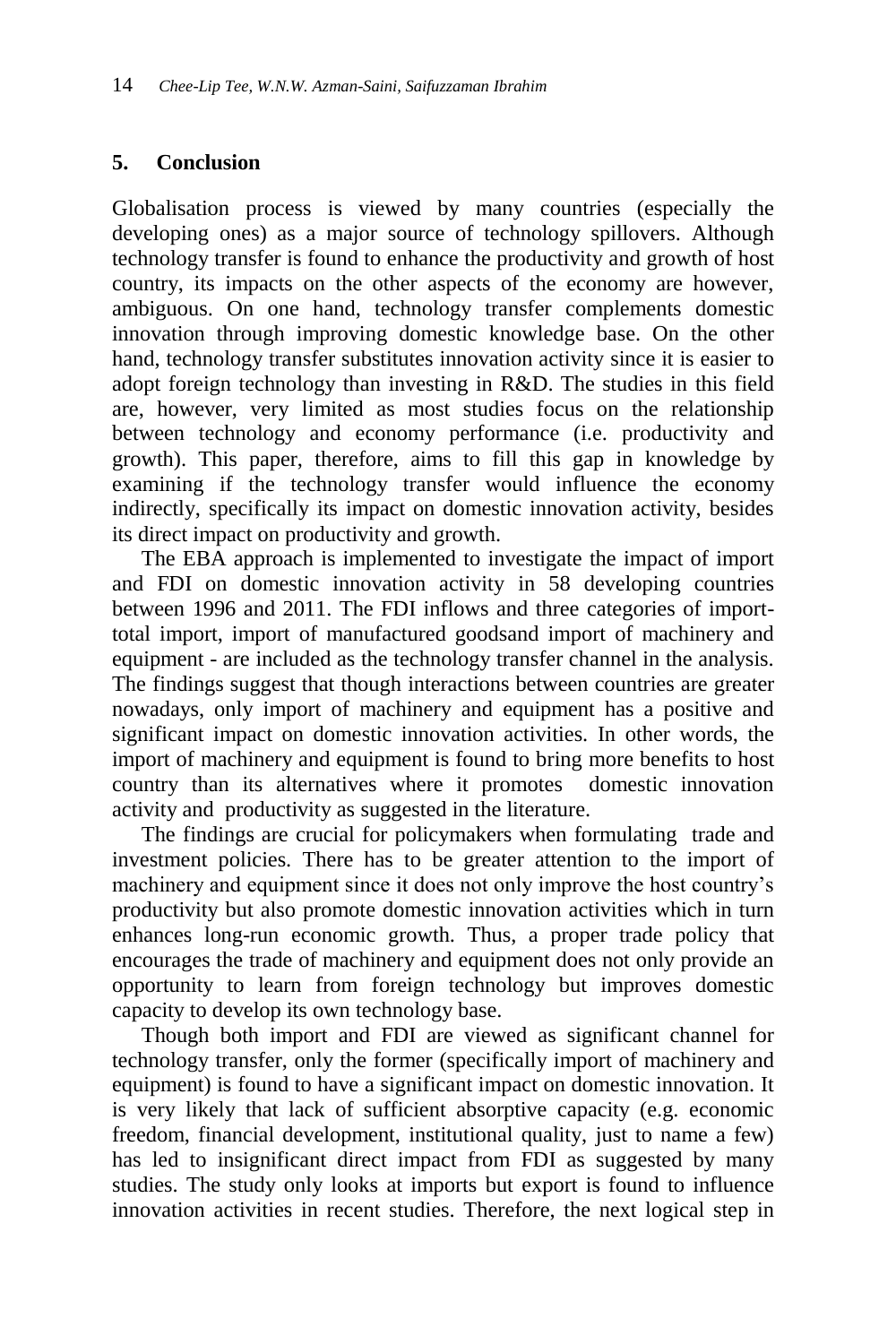## 5. Conclusion

Globalisation process is viewed by many countries (especially the developing ones) as a major source of technology spillovers. Although technology transfer is found to enhance the productivity and growth of host country, its impacts on the other aspects of the economy are however, ambiguous. On one hand, technology transfer complements domestic innovation through improving domestic knowledge base. On the other hand, technology transfer substitutes innovation activity since it is easier to adopt foreign technology than investing in R&D. The studies in this field are, however, very limited as most studies focus on the relationship between technology and economy performance (i.e. productivity and growth). This paper, therefore, aims to fill this gap in knowledge by examining if the technology transfer would influence the economy indirectly, specifically its impact on domestic innovation activity, besides its direct impact on productivity and growth.

The EBA approach is implemented to investigate the impact of import and FDI on domestic innovation activity in 58 developing countries between 1996 and 2011. The FDI inflows and three categories of import-total import, import of manufactured goodsand import of machinery and equipment - are included as the technology transfer channel in the analysis. The findings suggest that though interactions between countries are greater nowadays, only import of machinery and equipment has a positive and significant impact on domestic innovation activities. In other words, the import of machinery and equipment is found to bring more benefits to host country than its alternatives where it promotes domestic innovation activity and productivity as suggested in the literature.

The findings are crucial for policymakers when formulating trade and investment policies. There has to be greater attention to the import of machinery and equipment since it does not only improve the host country's productivity but also promote domestic innovation activities which in turn enhances long-run economic growth. Thus, a proper trade policy that encourages the trade of machinery and equipment does not only provide an opportunity to learn from foreign technology but improves domestic capacity to develop its own technology base.

Though both import and FDI are viewed as significant channel for technology transfer, only the former (specifically import of machinery and equipment) is found to have a significant impact on domestic innovation. It is very likely that lack of sufficient absorptive capacity (e.g. economic freedom, financial development, institutional quality, just to name a few) has led to insignificant direct impact from FDI as suggested by many studies. The study only looks at imports but export is found to influence innovation activities in recent studies. Therefore, the next logical step in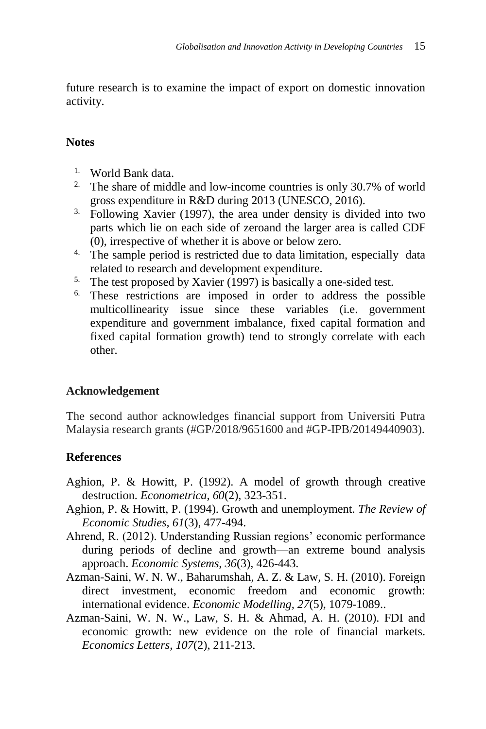future research is to examine the impact of export on domestic innovation activity.

## Notes

1. World Bank data.
2. The share of middle and low-income countries is only 30.7% of world gross expenditure in R&D during 2013 (UNESCO, 2016).
3. Following Xavier (1997), the area under density is divided into two parts which lie on each side of zeroand the larger area is called CDF (0), irrespective of whether it is above or below zero.
4. The sample period is restricted due to data limitation, especially data related to research and development expenditure.
5. The test proposed by Xavier (1997) is basically a one-sided test.
6. These restrictions are imposed in order to address the possible multicollinearity issue since these variables (i.e. government expenditure and government imbalance, fixed capital formation and fixed capital formation growth) tend to strongly correlate with each other.

## Acknowledgement

The second author acknowledges financial support from Universiti Putra Malaysia research grants (#GP/2018/9651600 and #GP-IPB/20149440903).

## References

Aghion, P. & Howitt, P. (1992). A model of growth through creative destruction. *Econometrica, 60*(2), 323-351.

Aghion, P. & Howitt, P. (1994). Growth and unemployment. *The Review of Economic Studies, 61*(3), 477-494.

Ahrend, R. (2012). Understanding Russian regions' economic performance during periods of decline and growth—an extreme bound analysis approach. *Economic Systems, 36*(3), 426-443.

Azman-Saini, W. N. W., Baharumshah, A. Z. & Law, S. H. (2010). Foreign direct investment, economic freedom and economic growth: international evidence. *Economic Modelling, 27*(5), 1079-1089..

Azman-Saini, W. N. W., Law, S. H. & Ahmad, A. H. (2010). FDI and economic growth: new evidence on the role of financial markets. *Economics Letters, 107*(2), 211-213.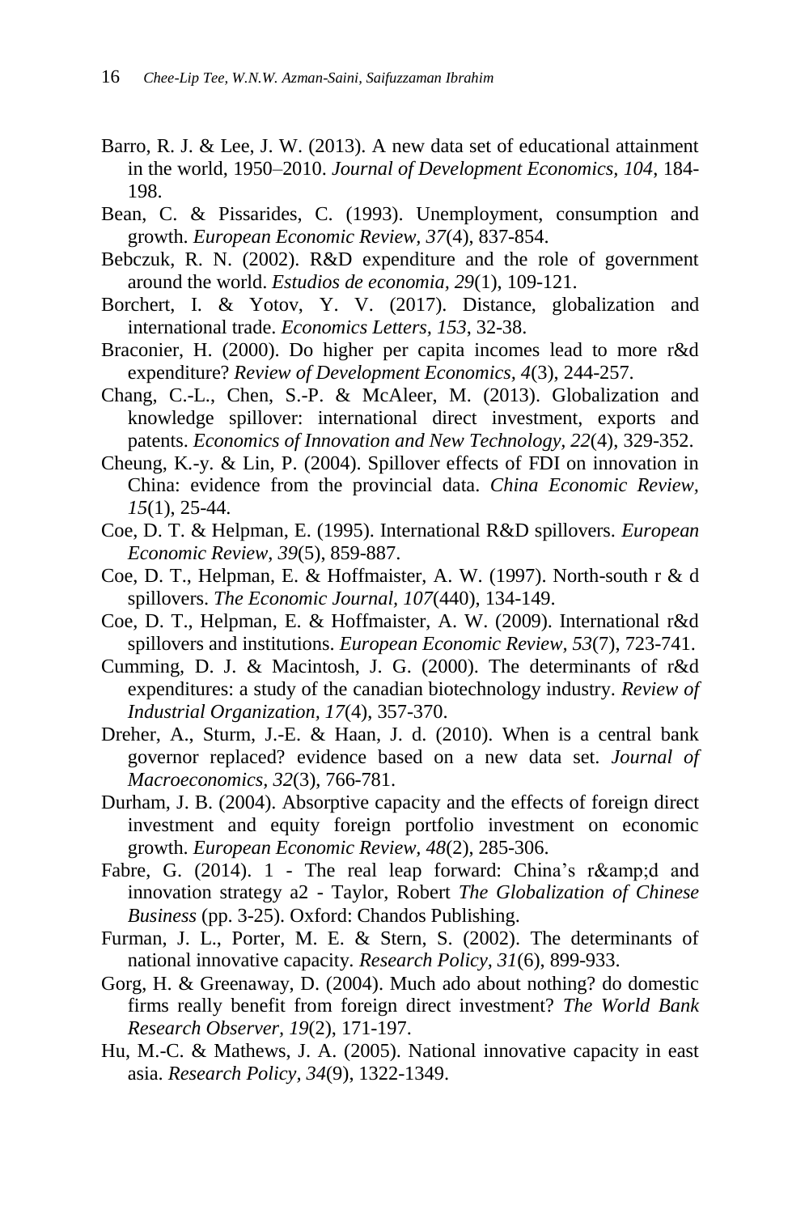Barro, R. J. & Lee, J. W. (2013). A new data set of educational attainment in the world, 1950–2010. *Journal of Development Economics, 104*, 184-198.

Bean, C. & Pissarides, C. (1993). Unemployment, consumption and growth. *European Economic Review, 37*(4), 837-854.

Bebczuk, R. N. (2002). R&D expenditure and the role of government around the world. *Estudios de economia, 29*(1), 109-121.

Borchert, I. & Yotov, Y. V. (2017). Distance, globalization and international trade. *Economics Letters, 153*, 32-38.

Braconier, H. (2000). Do higher per capita incomes lead to more r&d expenditure? *Review of Development Economics, 4*(3), 244-257.

Chang, C.-L., Chen, S.-P. & McAleer, M. (2013). Globalization and knowledge spillover: international direct investment, exports and patents. *Economics of Innovation and New Technology, 22*(4), 329-352.

Cheung, K.-y. & Lin, P. (2004). Spillover effects of FDI on innovation in China: evidence from the provincial data. *China Economic Review, 15*(1), 25-44.

Coe, D. T. & Helpman, E. (1995). International R&D spillovers. *European Economic Review, 39*(5), 859-887.

Coe, D. T., Helpman, E. & Hoffmaister, A. W. (1997). North-south r & d spillovers. *The Economic Journal, 107*(440), 134-149.

Coe, D. T., Helpman, E. & Hoffmaister, A. W. (2009). International r&d spillovers and institutions. *European Economic Review, 53*(7), 723-741.

Cumming, D. J. & Macintosh, J. G. (2000). The determinants of r&d expenditures: a study of the canadian biotechnology industry. *Review of Industrial Organization, 17*(4), 357-370.

Dreher, A., Sturm, J.-E. & Haan, J. d. (2010). When is a central bank governor replaced? evidence based on a new data set. *Journal of Macroeconomics, 32*(3), 766-781.

Durham, J. B. (2004). Absorptive capacity and the effects of foreign direct investment and equity foreign portfolio investment on economic growth. *European Economic Review, 48*(2), 285-306.

Fabre, G. (2014). 1 - The real leap forward: China's r&amp;d and innovation strategy a2 - Taylor, Robert *The Globalization of Chinese Business* (pp. 3-25). Oxford: Chandos Publishing.

Furman, J. L., Porter, M. E. & Stern, S. (2002). The determinants of national innovative capacity. *Research Policy, 31*(6), 899-933.

Gorg, H. & Greenaway, D. (2004). Much ado about nothing? do domestic firms really benefit from foreign direct investment? *The World Bank Research Observer, 19*(2), 171-197.

Hu, M.-C. & Mathews, J. A. (2005). National innovative capacity in east asia. *Research Policy, 34*(9), 1322-1349.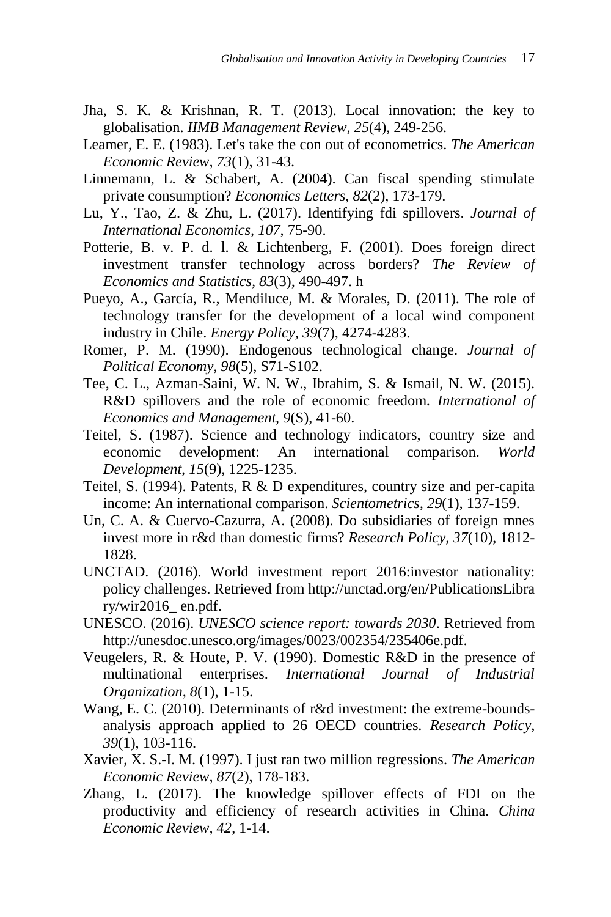Jha, S. K. & Krishnan, R. T. (2013). Local innovation: the key to globalisation. *IIMB Management Review, 25*(4), 249-256.

Leamer, E. E. (1983). Let's take the con out of econometrics. *The American Economic Review, 73*(1), 31-43.

Linnemann, L. & Schabert, A. (2004). Can fiscal spending stimulate private consumption? *Economics Letters, 82*(2), 173-179.

Lu, Y., Tao, Z. & Zhu, L. (2017). Identifying fdi spillovers. *Journal of International Economics, 107*, 75-90.

Potterie, B. v. P. d. l. & Lichtenberg, F. (2001). Does foreign direct investment transfer technology across borders? *The Review of Economics and Statistics, 83*(3), 490-497. h

Pueyo, A., García, R., Mendiluce, M. & Morales, D. (2011). The role of technology transfer for the development of a local wind component industry in Chile. *Energy Policy, 39*(7), 4274-4283.

Romer, P. M. (1990). Endogenous technological change. *Journal of Political Economy, 98*(5), S71-S102.

Tee, C. L., Azman-Saini, W. N. W., Ibrahim, S. & Ismail, N. W. (2015). R&D spillovers and the role of economic freedom. *International of Economics and Management, 9*(S), 41-60.

Teitel, S. (1987). Science and technology indicators, country size and economic development: An international comparison. *World Development, 15*(9), 1225-1235.

Teitel, S. (1994). Patents, R & D expenditures, country size and per-capita income: An international comparison. *Scientometrics, 29*(1), 137-159.

Un, C. A. & Cuervo-Cazurra, A. (2008). Do subsidiaries of foreign mnes invest more in r&d than domestic firms? *Research Policy, 37*(10), 1812-1828.

UNCTAD. (2016). World investment report 2016:investor nationality: policy challenges. Retrieved from http://unctad.org/en/PublicationsLibrary/wir2016_ en.pdf.

UNESCO. (2016). *UNESCO science report: towards 2030*. Retrieved from http://unesdoc.unesco.org/images/0023/002354/235406e.pdf.

Veugelers, R. & Houte, P. V. (1990). Domestic R&D in the presence of multinational enterprises. *International Journal of Industrial Organization, 8*(1), 1-15.

Wang, E. C. (2010). Determinants of r&d investment: the extreme-bounds-analysis approach applied to 26 OECD countries. *Research Policy, 39*(1), 103-116.

Xavier, X. S.-I. M. (1997). I just ran two million regressions. *The American Economic Review, 87*(2), 178-183.

Zhang, L. (2017). The knowledge spillover effects of FDI on the productivity and efficiency of research activities in China. *China Economic Review, 42*, 1-14.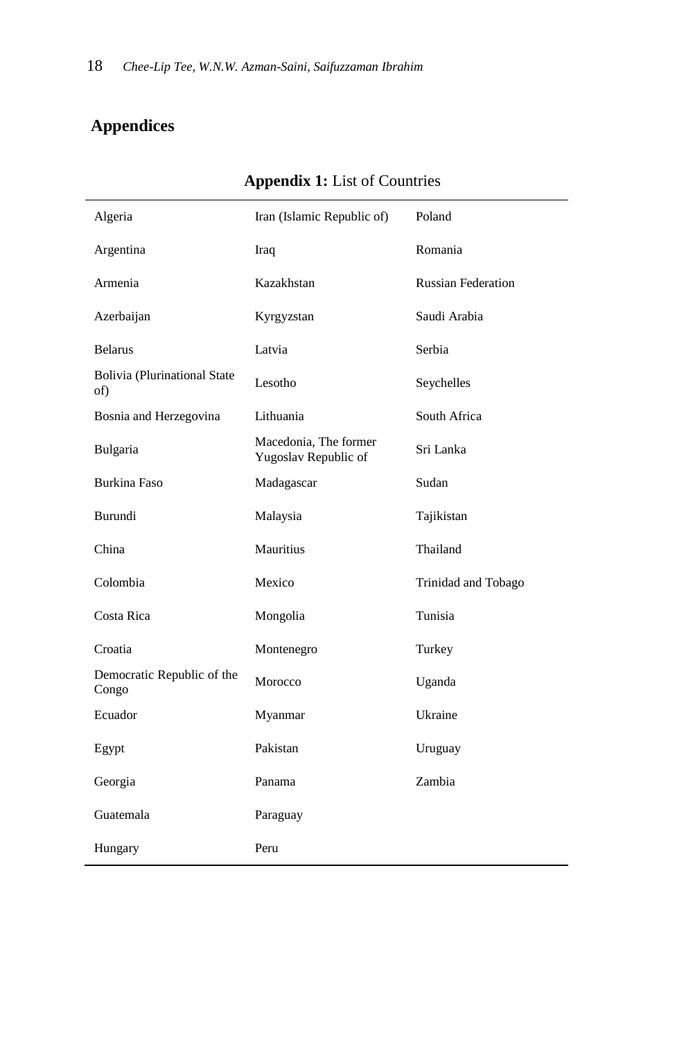# Appendices

**Appendix 1:** List of Countries

| | | |
|---|---|---|
| Algeria | Iran (Islamic Republic of) | Poland |
| Argentina | Iraq | Romania |
| Armenia | Kazakhstan | Russian Federation |
| Azerbaijan | Kyrgyzstan | Saudi Arabia |
| Belarus | Latvia | Serbia |
| Bolivia (Plurinational State of) | Lesotho | Seychelles |
| Bosnia and Herzegovina | Lithuania | South Africa |
| Bulgaria | Macedonia, The former Yugoslav Republic of | Sri Lanka |
| Burkina Faso | Madagascar | Sudan |
| Burundi | Malaysia | Tajikistan |
| China | Mauritius | Thailand |
| Colombia | Mexico | Trinidad and Tobago |
| Costa Rica | Mongolia | Tunisia |
| Croatia | Montenegro | Turkey |
| Democratic Republic of the Congo | Morocco | Uganda |
| Ecuador | Myanmar | Ukraine |
| Egypt | Pakistan | Uruguay |
| Georgia | Panama | Zambia |
| Guatemala | Paraguay | |
| Hungary | Peru | |